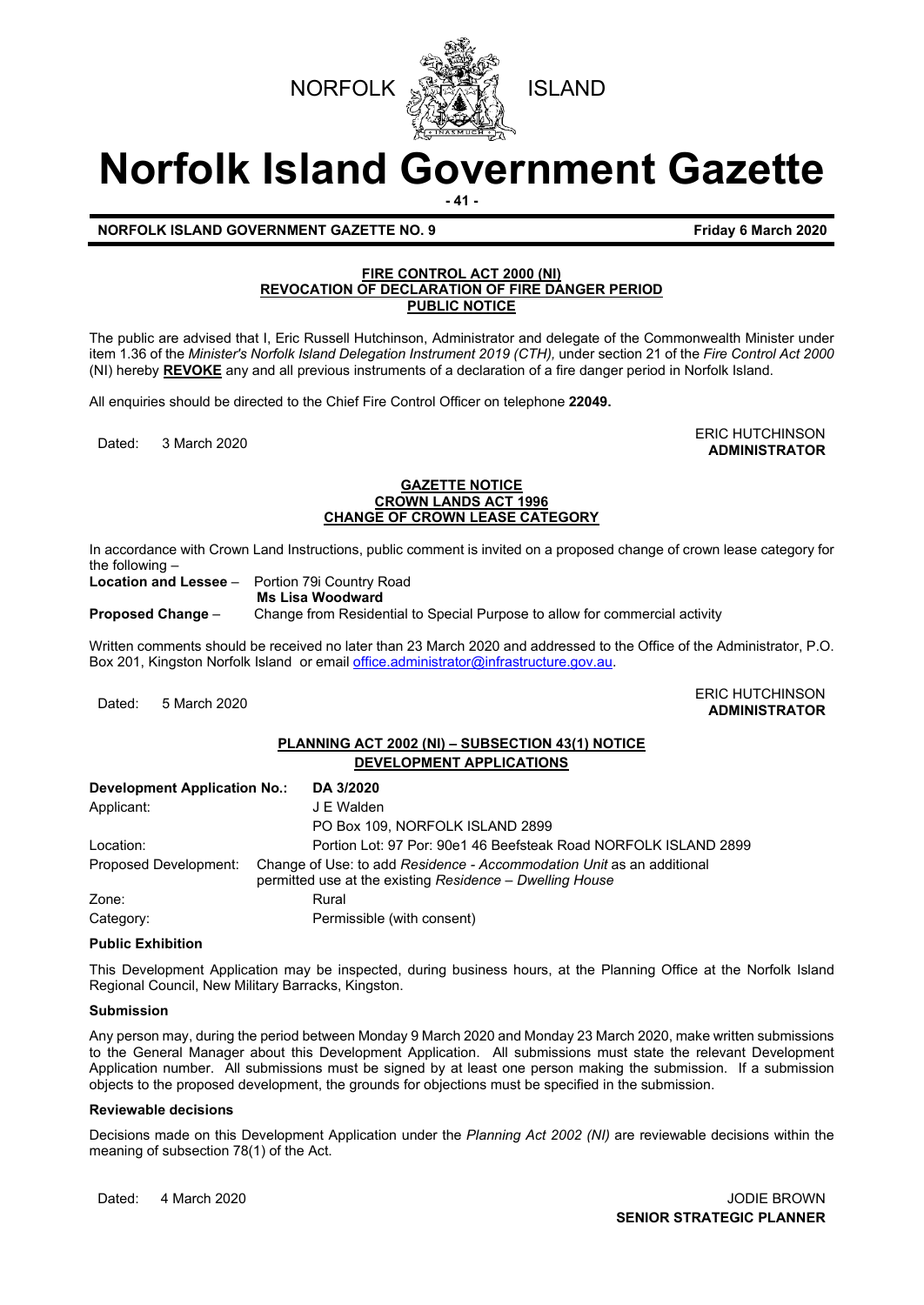NORFOLK ISLAND

# Norfolk Island Government Gazette

**NORFOLK ISLAND GOVERNMENT GAZETTE NO. 9** **Friday 6 March 2020**

**FIRE CONTROL ACT 2000 (NI)**
**REVOCATION OF DECLARATION OF FIRE DANGER PERIOD**
**PUBLIC NOTICE**

The public are advised that I, Eric Russell Hutchinson, Administrator and delegate of the Commonwealth Minister under item 1.36 of the *Minister's Norfolk Island Delegation Instrument 2019 (CTH),* under section 21 of the *Fire Control Act 2000* (NI) hereby **REVOKE** any and all previous instruments of a declaration of a fire danger period in Norfolk Island.

All enquiries should be directed to the Chief Fire Control Officer on telephone **22049.**

Dated: 3 March 2020

ERIC HUTCHINSON
**ADMINISTRATOR**

**GAZETTE NOTICE**
**CROWN LANDS ACT 1996**
**CHANGE OF CROWN LEASE CATEGORY**

In accordance with Crown Land Instructions, public comment is invited on a proposed change of crown lease category for the following –

**Location and Lessee** – Portion 79i Country Road
**Ms Lisa Woodward**
**Proposed Change** – Change from Residential to Special Purpose to allow for commercial activity

Written comments should be received no later than 23 March 2020 and addressed to the Office of the Administrator, P.O. Box 201, Kingston Norfolk Island or email office.administrator@infrastructure.gov.au.

Dated: 5 March 2020

ERIC HUTCHINSON
**ADMINISTRATOR**

**PLANNING ACT 2002 (NI) – SUBSECTION 43(1) NOTICE**
**DEVELOPMENT APPLICATIONS**

| **Development Application No.:** | **DA 3/2020** |
|---|---|
| Applicant: | J E Walden<br>PO Box 109, NORFOLK ISLAND 2899 |
| Location: | Portion Lot: 97 Por: 90e1 46 Beefsteak Road NORFOLK ISLAND 2899 |
| Proposed Development: | Change of Use: to add *Residence - Accommodation Unit* as an additional permitted use at the existing *Residence – Dwelling House* |
| Zone: | Rural |
| Category: | Permissible (with consent) |

**Public Exhibition**

This Development Application may be inspected, during business hours, at the Planning Office at the Norfolk Island Regional Council, New Military Barracks, Kingston.

**Submission**

Any person may, during the period between Monday 9 March 2020 and Monday 23 March 2020, make written submissions to the General Manager about this Development Application. All submissions must state the relevant Development Application number. All submissions must be signed by at least one person making the submission. If a submission objects to the proposed development, the grounds for objections must be specified in the submission.

**Reviewable decisions**

Decisions made on this Development Application under the *Planning Act 2002 (NI)* are reviewable decisions within the meaning of subsection 78(1) of the Act.

Dated: 4 March 2020

JODIE BROWN
**SENIOR STRATEGIC PLANNER**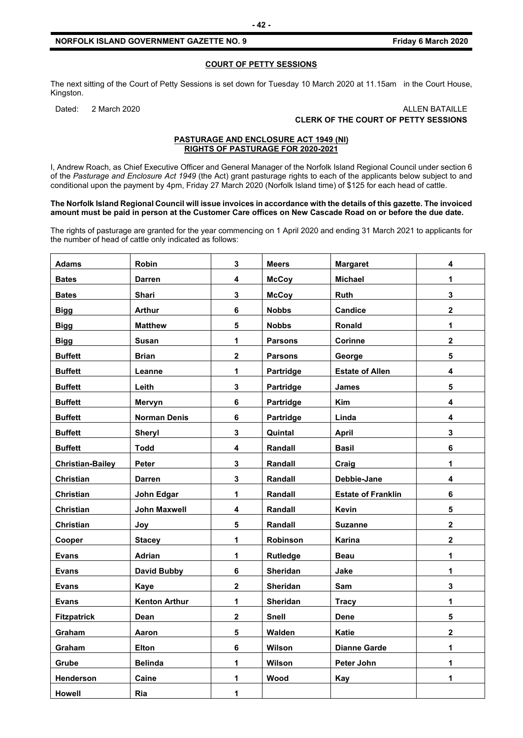## COURT OF PETTY SESSIONS

The next sitting of the Court of Petty Sessions is set down for Tuesday 10 March 2020 at 11.15am in the Court House, Kingston.

Dated: 2 March 2020

ALLEN BATAILLE
**CLERK OF THE COURT OF PETTY SESSIONS**

## PASTURAGE AND ENCLOSURE ACT 1949 (NI)
## RIGHTS OF PASTURAGE FOR 2020-2021

I, Andrew Roach, as Chief Executive Officer and General Manager of the Norfolk Island Regional Council under section 6 of the *Pasturage and Enclosure Act 1949* (the Act) grant pasturage rights to each of the applicants below subject to and conditional upon the payment by 4pm, Friday 27 March 2020 (Norfolk Island time) of $125 for each head of cattle.

**The Norfolk Island Regional Council will issue invoices in accordance with the details of this gazette. The invoiced amount must be paid in person at the Customer Care offices on New Cascade Road on or before the due date.**

The rights of pasturage are granted for the year commencing on 1 April 2020 and ending 31 March 2021 to applicants for the number of head of cattle only indicated as follows:

| | | | | | |
|---|---|---|---|---|---|
| **Adams** | **Robin** | **3** | **Meers** | **Margaret** | **4** |
| **Bates** | **Darren** | **4** | **McCoy** | **Michael** | **1** |
| **Bates** | **Shari** | **3** | **McCoy** | **Ruth** | **3** |
| **Bigg** | **Arthur** | **6** | **Nobbs** | **Candice** | **2** |
| **Bigg** | **Matthew** | **5** | **Nobbs** | **Ronald** | **1** |
| **Bigg** | **Susan** | **1** | **Parsons** | **Corinne** | **2** |
| **Buffett** | **Brian** | **2** | **Parsons** | **George** | **5** |
| **Buffett** | **Leanne** | **1** | **Partridge** | **Estate of Allen** | **4** |
| **Buffett** | **Leith** | **3** | **Partridge** | **James** | **5** |
| **Buffett** | **Mervyn** | **6** | **Partridge** | **Kim** | **4** |
| **Buffett** | **Norman Denis** | **6** | **Partridge** | **Linda** | **4** |
| **Buffett** | **Sheryl** | **3** | **Quintal** | **April** | **3** |
| **Buffett** | **Todd** | **4** | **Randall** | **Basil** | **6** |
| **Christian-Bailey** | **Peter** | **3** | **Randall** | **Craig** | **1** |
| **Christian** | **Darren** | **3** | **Randall** | **Debbie-Jane** | **4** |
| **Christian** | **John Edgar** | **1** | **Randall** | **Estate of Franklin** | **6** |
| **Christian** | **John Maxwell** | **4** | **Randall** | **Kevin** | **5** |
| **Christian** | **Joy** | **5** | **Randall** | **Suzanne** | **2** |
| **Cooper** | **Stacey** | **1** | **Robinson** | **Karina** | **2** |
| **Evans** | **Adrian** | **1** | **Rutledge** | **Beau** | **1** |
| **Evans** | **David Bubby** | **6** | **Sheridan** | **Jake** | **1** |
| **Evans** | **Kaye** | **2** | **Sheridan** | **Sam** | **3** |
| **Evans** | **Kenton Arthur** | **1** | **Sheridan** | **Tracy** | **1** |
| **Fitzpatrick** | **Dean** | **2** | **Snell** | **Dene** | **5** |
| **Graham** | **Aaron** | **5** | **Walden** | **Katie** | **2** |
| **Graham** | **Elton** | **6** | **Wilson** | **Dianne Garde** | **1** |
| **Grube** | **Belinda** | **1** | **Wilson** | **Peter John** | **1** |
| **Henderson** | **Caine** | **1** | **Wood** | **Kay** | **1** |
| **Howell** | **Ria** | **1** | | | |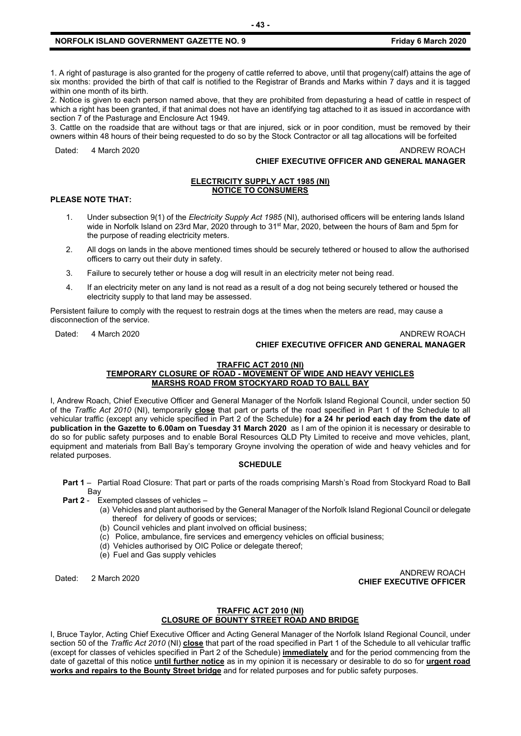1. A right of pasturage is also granted for the progeny of cattle referred to above, until that progeny(calf) attains the age of six months: provided the birth of that calf is notified to the Registrar of Brands and Marks within 7 days and it is tagged within one month of its birth.

2. Notice is given to each person named above, that they are prohibited from depasturing a head of cattle in respect of which a right has been granted, if that animal does not have an identifying tag attached to it as issued in accordance with section 7 of the Pasturage and Enclosure Act 1949.

3. Cattle on the roadside that are without tags or that are injured, sick or in poor condition, must be removed by their owners within 48 hours of their being requested to do so by the Stock Contractor or all tag allocations will be forfeited

Dated: 4 March 2020

ANDREW ROACH
**CHIEF EXECUTIVE OFFICER AND GENERAL MANAGER**

## ELECTRICITY SUPPLY ACT 1985 (NI)
## NOTICE TO CONSUMERS

**PLEASE NOTE THAT:**

1. Under subsection 9(1) of the *Electricity Supply Act 1985* (NI), authorised officers will be entering lands Island wide in Norfolk Island on 23rd Mar, 2020 through to 31st Mar, 2020, between the hours of 8am and 5pm for the purpose of reading electricity meters.
2. All dogs on lands in the above mentioned times should be securely tethered or housed to allow the authorised officers to carry out their duty in safety.
3. Failure to securely tether or house a dog will result in an electricity meter not being read.
4. If an electricity meter on any land is not read as a result of a dog not being securely tethered or housed the electricity supply to that land may be assessed.

Persistent failure to comply with the request to restrain dogs at the times when the meters are read, may cause a disconnection of the service.

Dated: 4 March 2020

ANDREW ROACH
**CHIEF EXECUTIVE OFFICER AND GENERAL MANAGER**

## TRAFFIC ACT 2010 (NI)
## TEMPORARY CLOSURE OF ROAD - MOVEMENT OF WIDE AND HEAVY VEHICLES MARSHS ROAD FROM STOCKYARD ROAD TO BALL BAY

I, Andrew Roach, Chief Executive Officer and General Manager of the Norfolk Island Regional Council, under section 50 of the *Traffic Act 2010* (NI), temporarily **close** that part or parts of the road specified in Part 1 of the Schedule to all vehicular traffic (except any vehicle specified in Part 2 of the Schedule) **for a 24 hr period each day from the date of publication in the Gazette to 6.00am on Tuesday 31 March 2020** as I am of the opinion it is necessary or desirable to do so for public safety purposes and to enable Boral Resources QLD Pty Limited to receive and move vehicles, plant, equipment and materials from Ball Bay's temporary Groyne involving the operation of wide and heavy vehicles and for related purposes.

**SCHEDULE**

**Part 1** – Partial Road Closure: That part or parts of the roads comprising Marsh's Road from Stockyard Road to Ball Bay

**Part 2** - Exempted classes of vehicles –

(a) Vehicles and plant authorised by the General Manager of the Norfolk Island Regional Council or delegate thereof for delivery of goods or services;
(b) Council vehicles and plant involved on official business;
(c) Police, ambulance, fire services and emergency vehicles on official business;
(d) Vehicles authorised by OIC Police or delegate thereof;
(e) Fuel and Gas supply vehicles

Dated: 2 March 2020

ANDREW ROACH
**CHIEF EXECUTIVE OFFICER**

## TRAFFIC ACT 2010 (NI)
## CLOSURE OF BOUNTY STREET ROAD AND BRIDGE

I, Bruce Taylor, Acting Chief Executive Officer and Acting General Manager of the Norfolk Island Regional Council, under section 50 of the *Traffic Act 2010* (NI) **close** that part of the road specified in Part 1 of the Schedule to all vehicular traffic (except for classes of vehicles specified in Part 2 of the Schedule) **immediately** and for the period commencing from the date of gazettal of this notice **until further notice** as in my opinion it is necessary or desirable to do so for **urgent road works and repairs to the Bounty Street bridge** and for related purposes and for public safety purposes.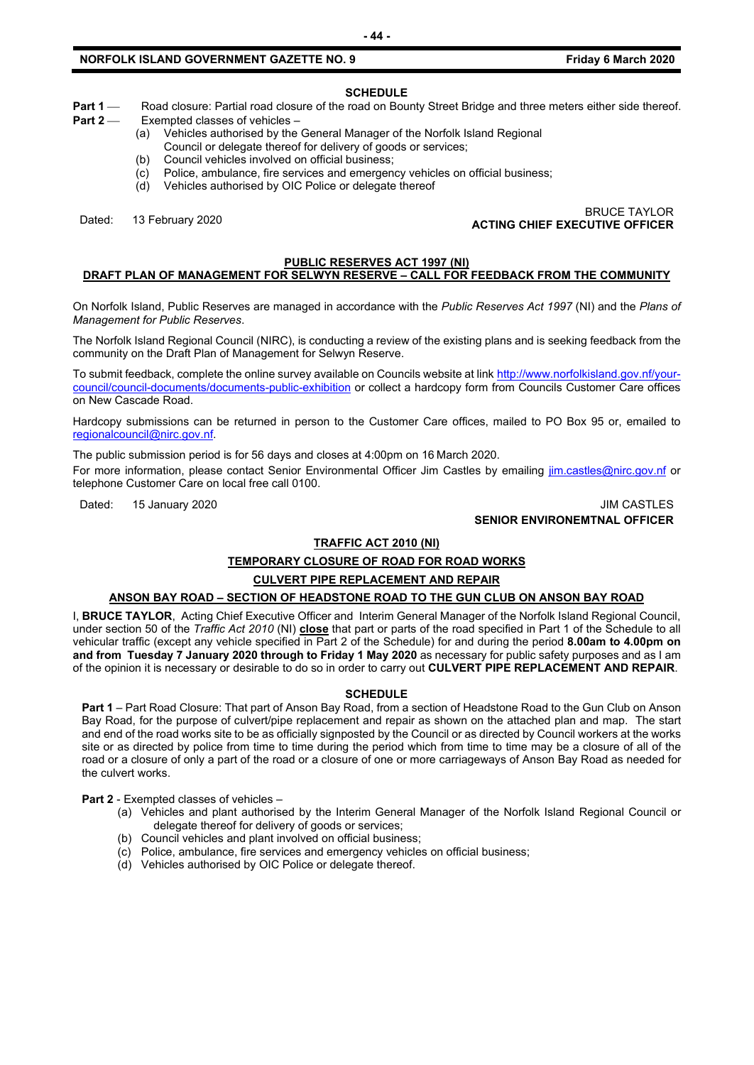**SCHEDULE**

**Part 1** — Road closure: Partial road closure of the road on Bounty Street Bridge and three meters either side thereof.

**Part 2** — Exempted classes of vehicles –

- (a) Vehicles authorised by the General Manager of the Norfolk Island Regional Council or delegate thereof for delivery of goods or services;
- (b) Council vehicles involved on official business;
- (c) Police, ambulance, fire services and emergency vehicles on official business;
- (d) Vehicles authorised by OIC Police or delegate thereof

Dated: 13 February 2020

BRUCE TAYLOR
**ACTING CHIEF EXECUTIVE OFFICER**

## PUBLIC RESERVES ACT 1997 (NI)
## DRAFT PLAN OF MANAGEMENT FOR SELWYN RESERVE – CALL FOR FEEDBACK FROM THE COMMUNITY

On Norfolk Island, Public Reserves are managed in accordance with the *Public Reserves Act 1997* (NI) and the *Plans of Management for Public Reserves*.

The Norfolk Island Regional Council (NIRC), is conducting a review of the existing plans and is seeking feedback from the community on the Draft Plan of Management for Selwyn Reserve.

To submit feedback, complete the online survey available on Councils website at link http://www.norfolkisland.gov.nf/your-council/council-documents/documents-public-exhibition or collect a hardcopy form from Councils Customer Care offices on New Cascade Road.

Hardcopy submissions can be returned in person to the Customer Care offices, mailed to PO Box 95 or, emailed to regionalcouncil@nirc.gov.nf.

The public submission period is for 56 days and closes at 4:00pm on 16 March 2020.

For more information, please contact Senior Environmental Officer Jim Castles by emailing jim.castles@nirc.gov.nf or telephone Customer Care on local free call 0100.

Dated: 15 January 2020

JIM CASTLES
**SENIOR ENVIRONEMTNAL OFFICER**

## TRAFFIC ACT 2010 (NI)
## TEMPORARY CLOSURE OF ROAD FOR ROAD WORKS
## CULVERT PIPE REPLACEMENT AND REPAIR
## ANSON BAY ROAD – SECTION OF HEADSTONE ROAD TO THE GUN CLUB ON ANSON BAY ROAD

I, **BRUCE TAYLOR**, Acting Chief Executive Officer and Interim General Manager of the Norfolk Island Regional Council, under section 50 of the *Traffic Act 2010* (NI) **close** that part or parts of the road specified in Part 1 of the Schedule to all vehicular traffic (except any vehicle specified in Part 2 of the Schedule) for and during the period **8.00am to 4.00pm on and from Tuesday 7 January 2020 through to Friday 1 May 2020** as necessary for public safety purposes and as I am of the opinion it is necessary or desirable to do so in order to carry out **CULVERT PIPE REPLACEMENT AND REPAIR**.

**SCHEDULE**

**Part 1** – Part Road Closure: That part of Anson Bay Road, from a section of Headstone Road to the Gun Club on Anson Bay Road, for the purpose of culvert/pipe replacement and repair as shown on the attached plan and map. The start and end of the road works site to be as officially signposted by the Council or as directed by Council workers at the works site or as directed by police from time to time during the period which from time to time may be a closure of all of the road or a closure of only a part of the road or a closure of one or more carriageways of Anson Bay Road as needed for the culvert works.

**Part 2** - Exempted classes of vehicles –

- (a) Vehicles and plant authorised by the Interim General Manager of the Norfolk Island Regional Council or delegate thereof for delivery of goods or services;
- (b) Council vehicles and plant involved on official business;
- (c) Police, ambulance, fire services and emergency vehicles on official business;
- (d) Vehicles authorised by OIC Police or delegate thereof.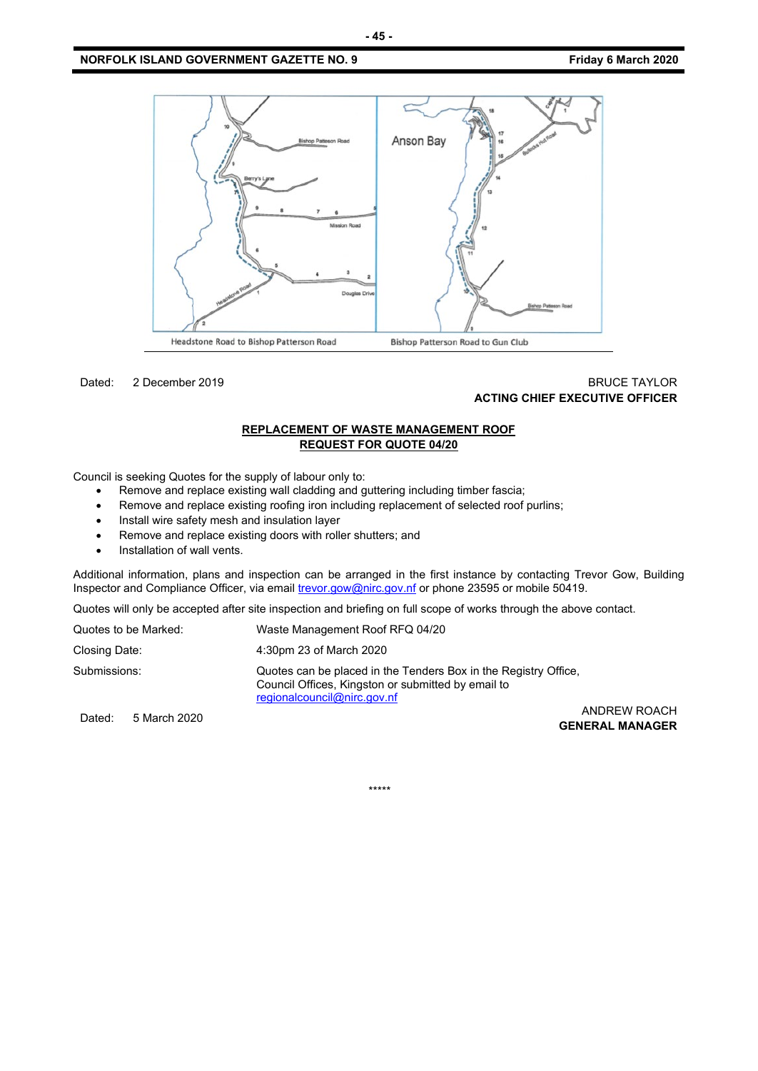Headstone Road to Bishop Patterson Road

Bishop Patterson Road to Gun Club

Dated: 2 December 2019

BRUCE TAYLOR
**ACTING CHIEF EXECUTIVE OFFICER**

## REPLACEMENT OF WASTE MANAGEMENT ROOF
## REQUEST FOR QUOTE 04/20

Council is seeking Quotes for the supply of labour only to:

- Remove and replace existing wall cladding and guttering including timber fascia;
- Remove and replace existing roofing iron including replacement of selected roof purlins;
- Install wire safety mesh and insulation layer
- Remove and replace existing doors with roller shutters; and
- Installation of wall vents.

Additional information, plans and inspection can be arranged in the first instance by contacting Trevor Gow, Building Inspector and Compliance Officer, via email trevor.gow@nirc.gov.nf or phone 23595 or mobile 50419.

Quotes will only be accepted after site inspection and briefing on full scope of works through the above contact.

| | |
|---|---|
| Quotes to be Marked: | Waste Management Roof RFQ 04/20 |
| Closing Date: | 4:30pm 23 of March 2020 |
| Submissions: | Quotes can be placed in the Tenders Box in the Registry Office, Council Offices, Kingston or submitted by email to regionalcouncil@nirc.gov.nf |

Dated: 5 March 2020

ANDREW ROACH
**GENERAL MANAGER**

*****